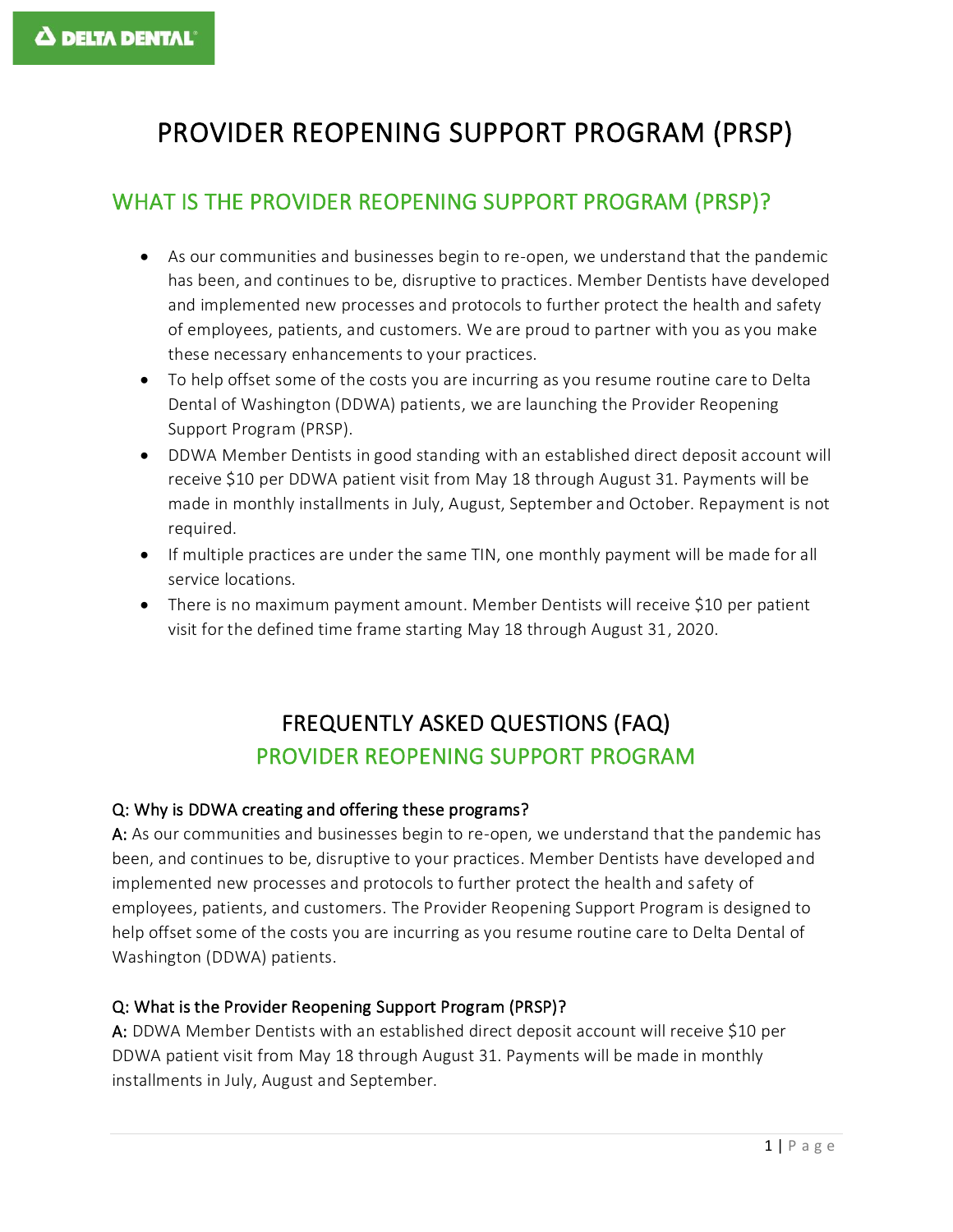DELTA DENTAL

# PROVIDER REOPENING SUPPORT PROGRAM (PRSP)

## WHAT IS THE PROVIDER REOPENING SUPPORT PROGRAM (PRSP)?

- As our communities and businesses begin to re-open, we understand that the pandemic has been, and continues to be, disruptive to practices. Member Dentists have developed and implemented new processes and protocols to further protect the health and safety of employees, patients, and customers. We are proud to partner with you as you make these necessary enhancements to your practices.
- To help offset some of the costs you are incurring as you resume routine care to Delta Dental of Washington (DDWA) patients, we are launching the Provider Reopening Support Program (PRSP).
- DDWA Member Dentists in good standing with an established direct deposit account will receive $10 per DDWA patient visit from May 18 through August 31. Payments will be made in monthly installments in July, August, September and October. Repayment is not required.
- If multiple practices are under the same TIN, one monthly payment will be made for all service locations.
- There is no maximum payment amount. Member Dentists will receive $10 per patient visit for the defined time frame starting May 18 through August 31, 2020.

# FREQUENTLY ASKED QUESTIONS (FAQ)

## PROVIDER REOPENING SUPPORT PROGRAM

**Q: Why is DDWA creating and offering these programs?**

**A:** As our communities and businesses begin to re-open, we understand that the pandemic has been, and continues to be, disruptive to your practices. Member Dentists have developed and implemented new processes and protocols to further protect the health and safety of employees, patients, and customers. The Provider Reopening Support Program is designed to help offset some of the costs you are incurring as you resume routine care to Delta Dental of Washington (DDWA) patients.

**Q: What is the Provider Reopening Support Program (PRSP)?**

**A:** DDWA Member Dentists with an established direct deposit account will receive $10 per DDWA patient visit from May 18 through August 31. Payments will be made in monthly installments in July, August and September.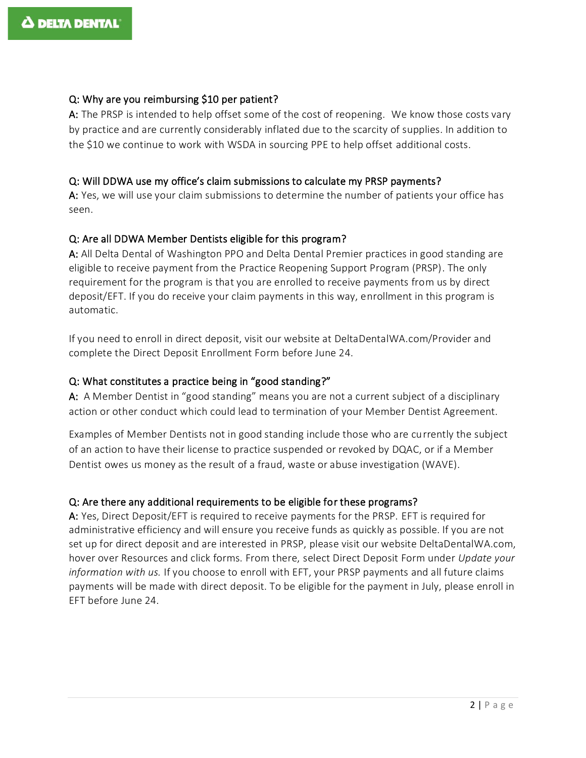Q: Why are you reimbursing $10 per patient?

A: The PRSP is intended to help offset some of the cost of reopening. We know those costs vary by practice and are currently considerably inflated due to the scarcity of supplies. In addition to the $10 we continue to work with WSDA in sourcing PPE to help offset additional costs.

Q: Will DDWA use my office's claim submissions to calculate my PRSP payments?

A: Yes, we will use your claim submissions to determine the number of patients your office has seen.

Q: Are all DDWA Member Dentists eligible for this program?

A: All Delta Dental of Washington PPO and Delta Dental Premier practices in good standing are eligible to receive payment from the Practice Reopening Support Program (PRSP). The only requirement for the program is that you are enrolled to receive payments from us by direct deposit/EFT. If you do receive your claim payments in this way, enrollment in this program is automatic.

If you need to enroll in direct deposit, visit our website at DeltaDentalWA.com/Provider and complete the Direct Deposit Enrollment Form before June 24.

Q: What constitutes a practice being in "good standing?"

A: A Member Dentist in "good standing" means you are not a current subject of a disciplinary action or other conduct which could lead to termination of your Member Dentist Agreement.

Examples of Member Dentists not in good standing include those who are currently the subject of an action to have their license to practice suspended or revoked by DQAC, or if a Member Dentist owes us money as the result of a fraud, waste or abuse investigation (WAVE).

Q: Are there any additional requirements to be eligible for these programs?

A: Yes, Direct Deposit/EFT is required to receive payments for the PRSP. EFT is required for administrative efficiency and will ensure you receive funds as quickly as possible. If you are not set up for direct deposit and are interested in PRSP, please visit our website DeltaDentalWA.com, hover over Resources and click forms. From there, select Direct Deposit Form under *Update your information with us.* If you choose to enroll with EFT, your PRSP payments and all future claims payments will be made with direct deposit. To be eligible for the payment in July, please enroll in EFT before June 24.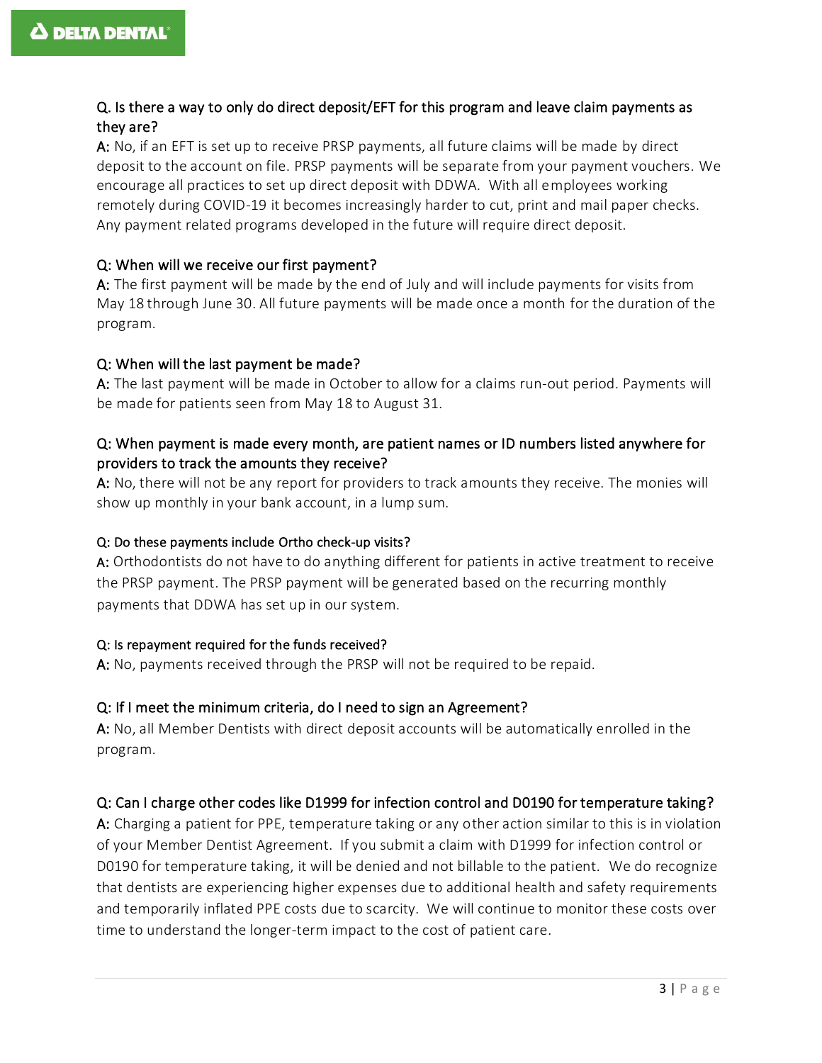**Q. Is there a way to only do direct deposit/EFT for this program and leave claim payments as they are?**

**A:** No, if an EFT is set up to receive PRSP payments, all future claims will be made by direct deposit to the account on file. PRSP payments will be separate from your payment vouchers. We encourage all practices to set up direct deposit with DDWA. With all employees working remotely during COVID-19 it becomes increasingly harder to cut, print and mail paper checks. Any payment related programs developed in the future will require direct deposit.

**Q: When will we receive our first payment?**

**A:** The first payment will be made by the end of July and will include payments for visits from May 18 through June 30. All future payments will be made once a month for the duration of the program.

**Q: When will the last payment be made?**

**A:** The last payment will be made in October to allow for a claims run-out period. Payments will be made for patients seen from May 18 to August 31.

**Q: When payment is made every month, are patient names or ID numbers listed anywhere for providers to track the amounts they receive?**

**A:** No, there will not be any report for providers to track amounts they receive. The monies will show up monthly in your bank account, in a lump sum.

**Q: Do these payments include Ortho check-up visits?**

**A:** Orthodontists do not have to do anything different for patients in active treatment to receive the PRSP payment. The PRSP payment will be generated based on the recurring monthly payments that DDWA has set up in our system.

**Q: Is repayment required for the funds received?**

**A:** No, payments received through the PRSP will not be required to be repaid.

**Q: If I meet the minimum criteria, do I need to sign an Agreement?**

**A:** No, all Member Dentists with direct deposit accounts will be automatically enrolled in the program.

**Q: Can I charge other codes like D1999 for infection control and D0190 for temperature taking?**

**A:** Charging a patient for PPE, temperature taking or any other action similar to this is in violation of your Member Dentist Agreement. If you submit a claim with D1999 for infection control or D0190 for temperature taking, it will be denied and not billable to the patient. We do recognize that dentists are experiencing higher expenses due to additional health and safety requirements and temporarily inflated PPE costs due to scarcity. We will continue to monitor these costs over time to understand the longer-term impact to the cost of patient care.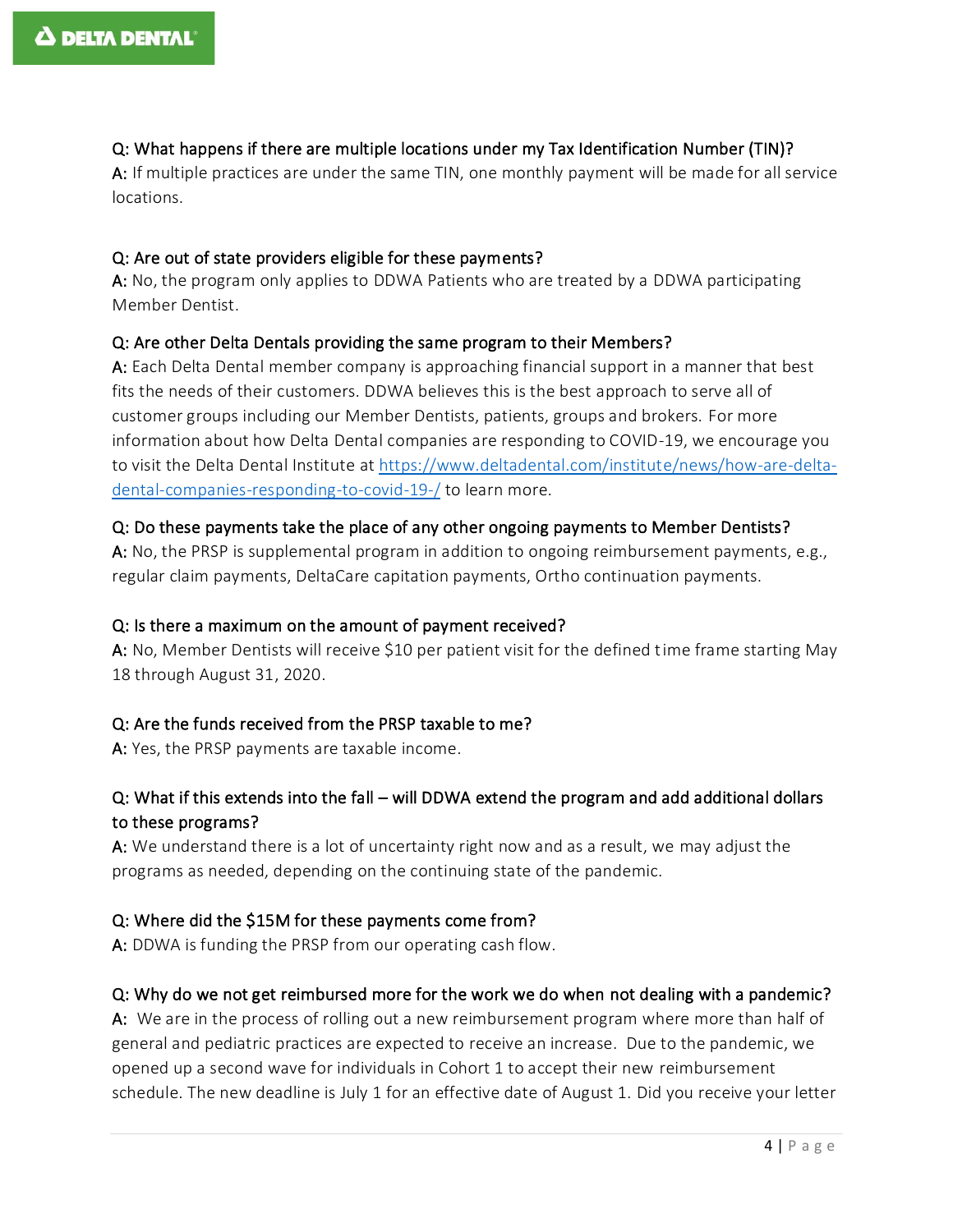**Q: What happens if there are multiple locations under my Tax Identification Number (TIN)?**
**A:** If multiple practices are under the same TIN, one monthly payment will be made for all service locations.

**Q: Are out of state providers eligible for these payments?**
**A:** No, the program only applies to DDWA Patients who are treated by a DDWA participating Member Dentist.

**Q: Are other Delta Dentals providing the same program to their Members?**
**A:** Each Delta Dental member company is approaching financial support in a manner that best fits the needs of their customers. DDWA believes this is the best approach to serve all of customer groups including our Member Dentists, patients, groups and brokers. For more information about how Delta Dental companies are responding to COVID-19, we encourage you to visit the Delta Dental Institute at [https://www.deltadental.com/institute/news/how-are-delta-dental-companies-responding-to-covid-19-/](https://www.deltadental.com/institute/news/how-are-delta-dental-companies-responding-to-covid-19-/) to learn more.

**Q: Do these payments take the place of any other ongoing payments to Member Dentists?**
**A:** No, the PRSP is supplemental program in addition to ongoing reimbursement payments, e.g., regular claim payments, DeltaCare capitation payments, Ortho continuation payments.

**Q: Is there a maximum on the amount of payment received?**
**A:** No, Member Dentists will receive $10 per patient visit for the defined time frame starting May 18 through August 31, 2020.

**Q: Are the funds received from the PRSP taxable to me?**
**A:** Yes, the PRSP payments are taxable income.

**Q: What if this extends into the fall – will DDWA extend the program and add additional dollars to these programs?**
**A:** We understand there is a lot of uncertainty right now and as a result, we may adjust the programs as needed, depending on the continuing state of the pandemic.

**Q: Where did the $15M for these payments come from?**
**A:** DDWA is funding the PRSP from our operating cash flow.

**Q: Why do we not get reimbursed more for the work we do when not dealing with a pandemic?**
**A:** We are in the process of rolling out a new reimbursement program where more than half of general and pediatric practices are expected to receive an increase. Due to the pandemic, we opened up a second wave for individuals in Cohort 1 to accept their new reimbursement schedule. The new deadline is July 1 for an effective date of August 1. Did you receive your letter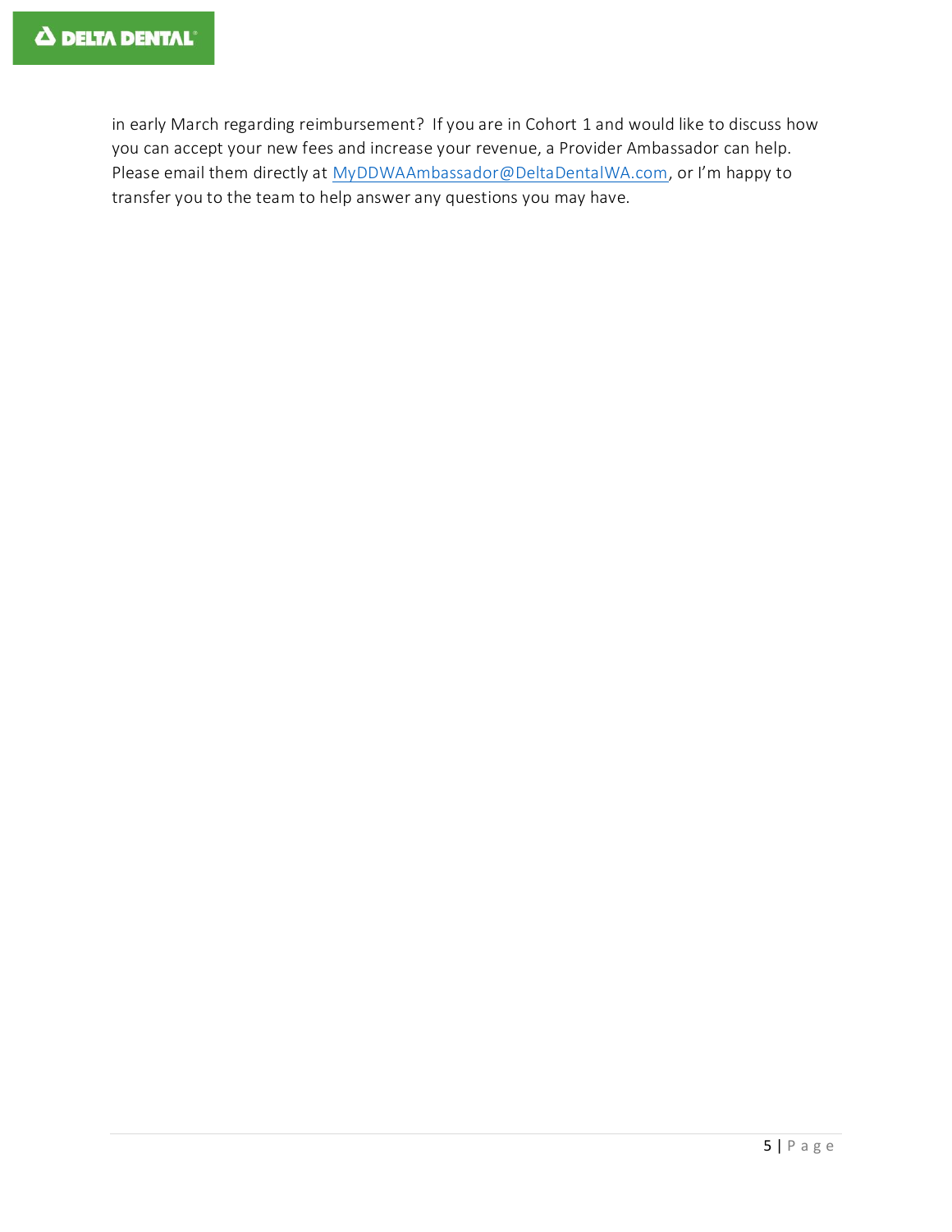in early March regarding reimbursement? If you are in Cohort 1 and would like to discuss how you can accept your new fees and increase your revenue, a Provider Ambassador can help. Please email them directly at MyDDWAAmbassador@DeltaDentalWA.com, or I'm happy to transfer you to the team to help answer any questions you may have.